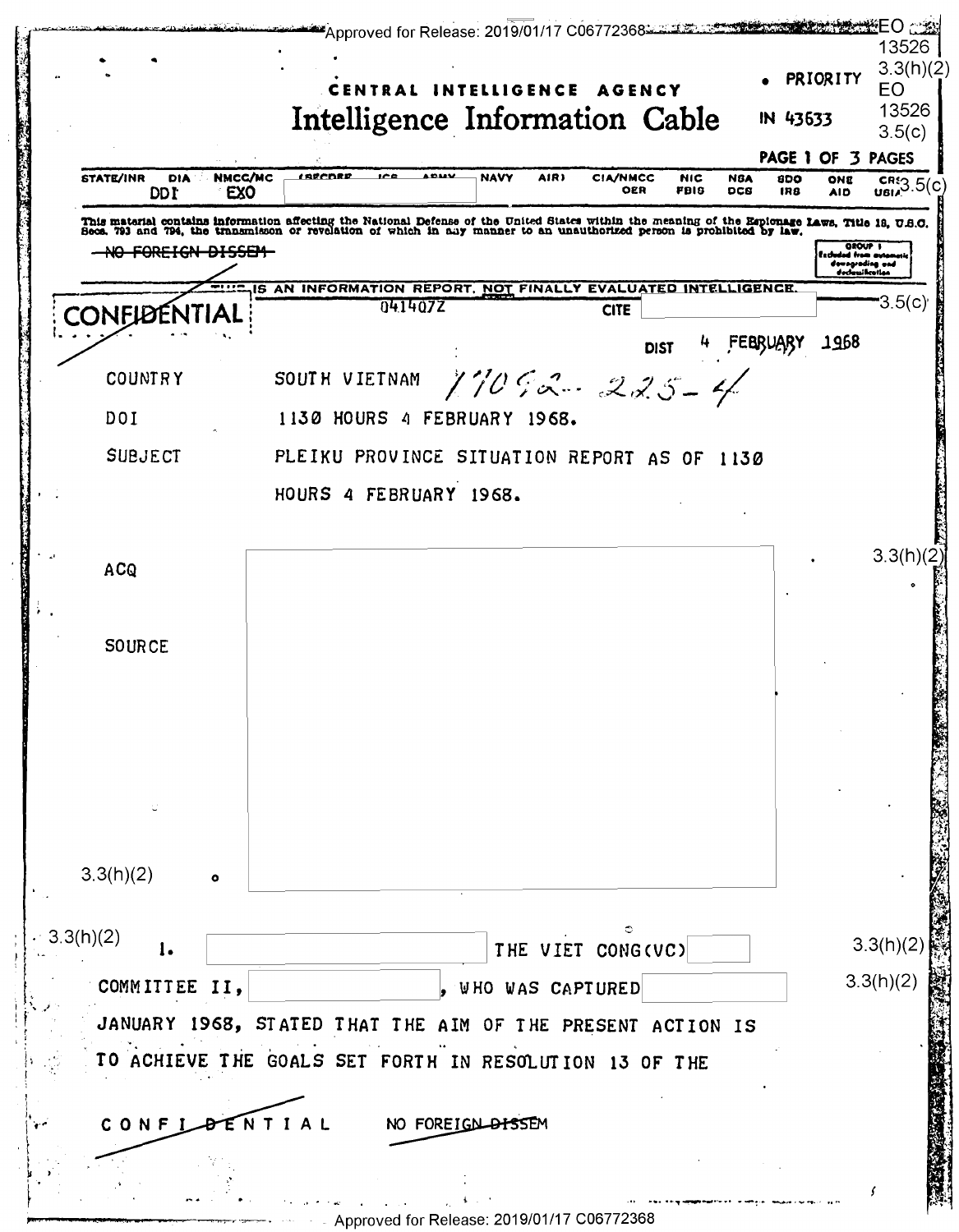EO 13526 3.3(h)(2)
EO 13526 3.5(c)

CENTRAL INTELLIGENCE AGENCY

# Intelligence Information Cable

• PRIORITY

IN 43633

PAGE 1 OF 3 PAGES

| STATE/INR | DIA | NMCC/MC | (SECDEF | JCS | ARMY | NAVY | AIR) | CIA/NMCC | NIC | NSA | SDO | ONE | CRS |
|---|---|---|---|---|---|---|---|---|---|---|---|---|---|
| | DDI | EXO | | | | | | OER | FBIS | DCS | IRS | AID | USIA |

3.5(c)

This material contains information affecting the National Defense of the United States within the meaning of the Espionage Laws, Title 18, U.S.C. Secs. 793 and 794, the transmission or revelation of which in any manner to an unauthorized person is prohibited by law.

~~NO FOREIGN DISSEM~~

GROUP 1 Excluded from automatic downgrading and declassification

THIS IS AN INFORMATION REPORT, NOT FINALLY EVALUATED INTELLIGENCE.

~~CONFIDENTIAL~~

041407Z

CITE [redacted] 3.5(c)

DIST 4 FEBRUARY 1968

COUNTRY SOUTH VIETNAM *11092-225-4*

DOI 1130 HOURS 4 FEBRUARY 1968.

SUBJECT PLEIKU PROVINCE SITUATION REPORT AS OF 1130 HOURS 4 FEBRUARY 1968.

ACQ [redacted] 3.3(h)(2)

SOURCE [redacted]

3.3(h)(2)

3.3(h)(2) 1. [redacted] THE VIET CONG(VC) [redacted] 3.3(h)(2)

COMMITTEE II, [redacted], WHO WAS CAPTURED [redacted] 3.3(h)(2)

JANUARY 1968, STATED THAT THE AIM OF THE PRESENT ACTION IS TO ACHIEVE THE GOALS SET FORTH IN RESOLUTION 13 OF THE

C O N F I ~~D E~~ N T I A L NO FOREIGN ~~DISSEM~~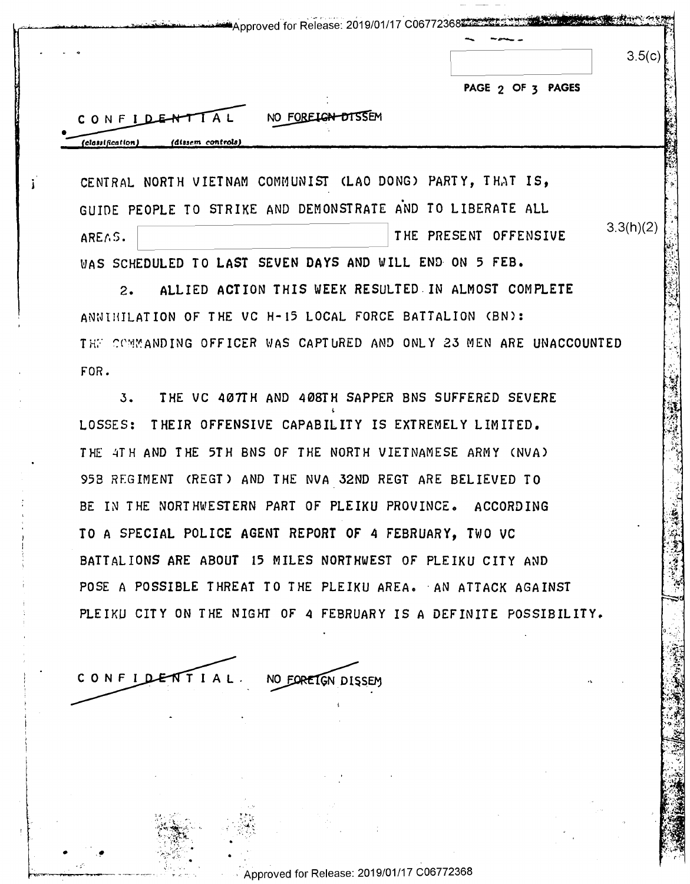CONFIDENTIAL NO FOREIGN DISSEM

CENTRAL NORTH VIETNAM COMMUNIST (LAO DONG) PARTY, THAT IS, GUIDE PEOPLE TO STRIKE AND DEMONSTRATE AND TO LIBERATE ALL AREAS. [REDACTED] THE PRESENT OFFENSIVE WAS SCHEDULED TO LAST SEVEN DAYS AND WILL END ON 5 FEB.

2. ALLIED ACTION THIS WEEK RESULTED IN ALMOST COMPLETE ANNIHILATION OF THE VC H-15 LOCAL FORCE BATTALION (BN): THE COMMANDING OFFICER WAS CAPTURED AND ONLY 23 MEN ARE UNACCOUNTED FOR.

3. THE VC 407TH AND 408TH SAPPER BNS SUFFERED SEVERE LOSSES: THEIR OFFENSIVE CAPABILITY IS EXTREMELY LIMITED. THE 4TH AND THE 5TH BNS OF THE NORTH VIETNAMESE ARMY (NVA) 95B REGIMENT (REGT) AND THE NVA 32ND REGT ARE BELIEVED TO BE IN THE NORTHWESTERN PART OF PLEIKU PROVINCE. ACCORDING TO A SPECIAL POLICE AGENT REPORT OF 4 FEBRUARY, TWO VC BATTALIONS ARE ABOUT 15 MILES NORTHWEST OF PLEIKU CITY AND POSE A POSSIBLE THREAT TO THE PLEIKU AREA. AN ATTACK AGAINST PLEIKU CITY ON THE NIGHT OF 4 FEBRUARY IS A DEFINITE POSSIBILITY.

CONFIDENTIAL. NO FOREIGN DISSEM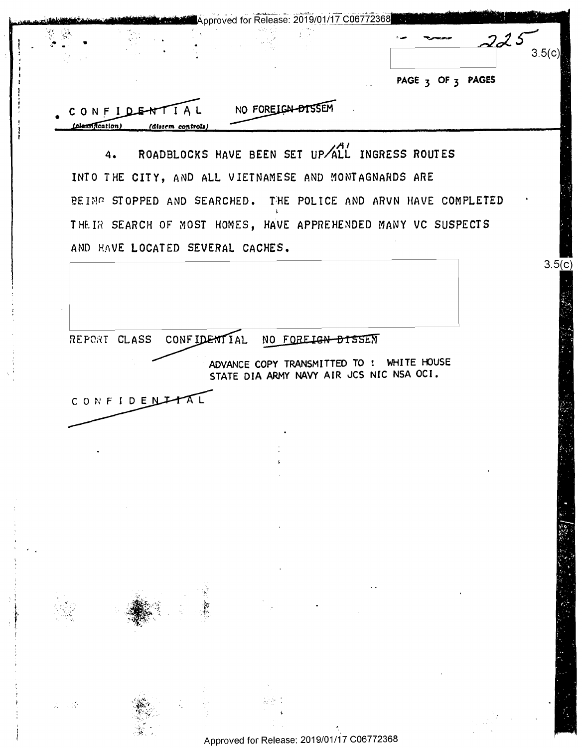225

3.5(c)

CONFIDENTIAL NO FOREIGN DISSEM
(classification) (dissem controls)

4. ROADBLOCKS HAVE BEEN SET UP AT ALL INGRESS ROUTES INTO THE CITY, AND ALL VIETNAMESE AND MONTAGNARDS ARE BEING STOPPED AND SEARCHED. THE POLICE AND ARVN HAVE COMPLETED THEIR SEARCH OF MOST HOMES, HAVE APPREHENDED MANY VC SUSPECTS AND HAVE LOCATED SEVERAL CACHES.

3.5(c)

REPORT CLASS CONFIDENTIAL NO FOREIGN DISSEM

ADVANCE COPY TRANSMITTED TO : WHITE HOUSE STATE DIA ARMY NAVY AIR JCS NIC NSA OCI.

CONFIDENTIAL